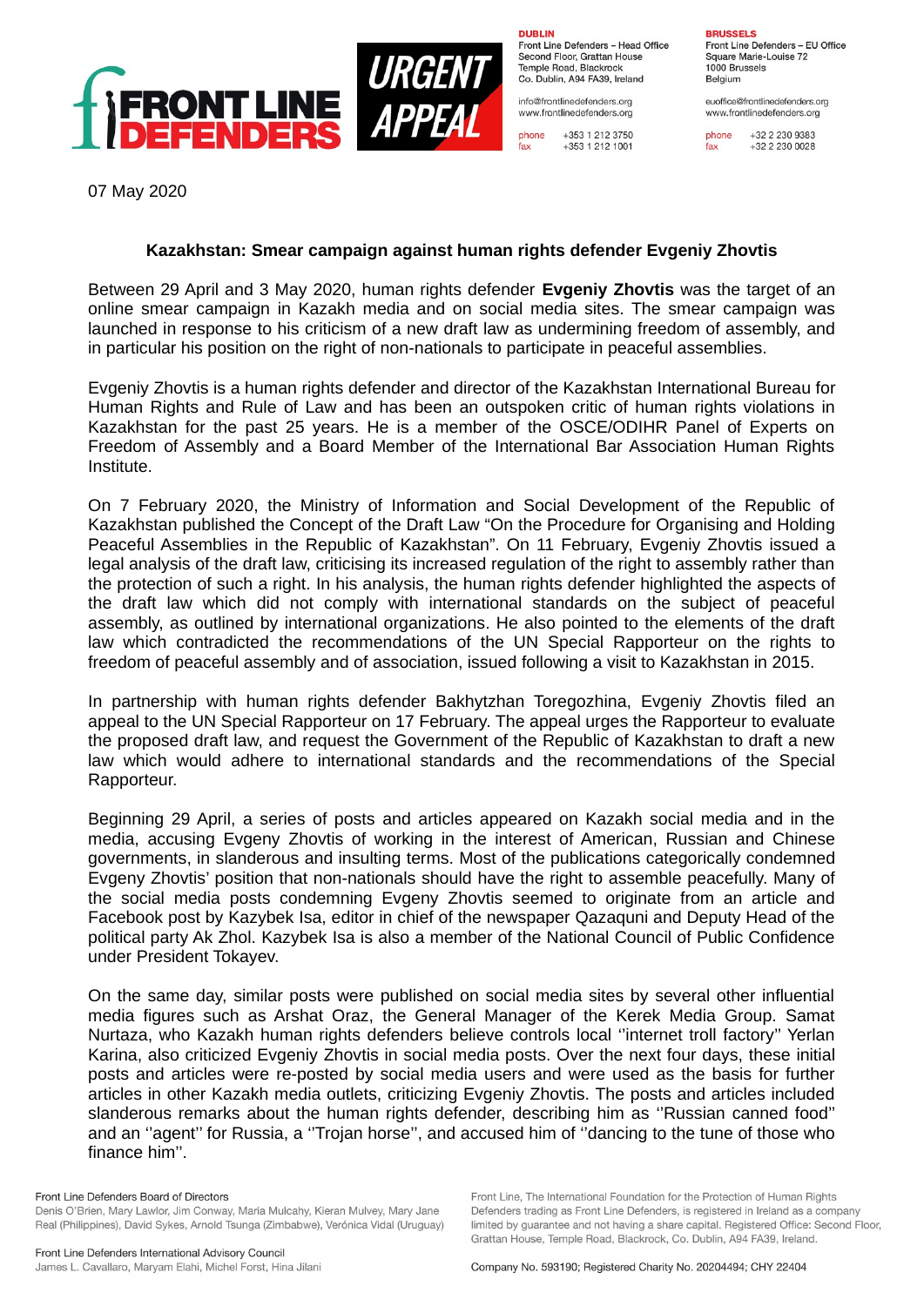FRONT LINE DEFENDERS

URGENT APPEAL

**DUBLIN**
Front Line Defenders – Head Office
Second Floor, Grattan House
Temple Road, Blackrock
Co. Dublin, A94 FA39, Ireland

info@frontlinedefenders.org
www.frontlinedefenders.org

phone +353 1 212 3750
fax +353 1 212 1001

**BRUSSELS**
Front Line Defenders – EU Office
Square Marie-Louise 72
1000 Brussels
Belgium

euoffice@frontlinedefenders.org
www.frontlinedefenders.org

phone +32 2 230 9383
fax +32 2 230 0028

07 May 2020

**Kazakhstan: Smear campaign against human rights defender Evgeniy Zhovtis**

Between 29 April and 3 May 2020, human rights defender **Evgeniy Zhovtis** was the target of an online smear campaign in Kazakh media and on social media sites. The smear campaign was launched in response to his criticism of a new draft law as undermining freedom of assembly, and in particular his position on the right of non-nationals to participate in peaceful assemblies.

Evgeniy Zhovtis is a human rights defender and director of the Kazakhstan International Bureau for Human Rights and Rule of Law and has been an outspoken critic of human rights violations in Kazakhstan for the past 25 years. He is a member of the OSCE/ODIHR Panel of Experts on Freedom of Assembly and a Board Member of the International Bar Association Human Rights Institute.

On 7 February 2020, the Ministry of Information and Social Development of the Republic of Kazakhstan published the Concept of the Draft Law "On the Procedure for Organising and Holding Peaceful Assemblies in the Republic of Kazakhstan". On 11 February, Evgeniy Zhovtis issued a legal analysis of the draft law, criticising its increased regulation of the right to assembly rather than the protection of such a right. In his analysis, the human rights defender highlighted the aspects of the draft law which did not comply with international standards on the subject of peaceful assembly, as outlined by international organizations. He also pointed to the elements of the draft law which contradicted the recommendations of the UN Special Rapporteur on the rights to freedom of peaceful assembly and of association, issued following a visit to Kazakhstan in 2015.

In partnership with human rights defender Bakhytzhan Toregozhina, Evgeniy Zhovtis filed an appeal to the UN Special Rapporteur on 17 February. The appeal urges the Rapporteur to evaluate the proposed draft law, and request the Government of the Republic of Kazakhstan to draft a new law which would adhere to international standards and the recommendations of the Special Rapporteur.

Beginning 29 April, a series of posts and articles appeared on Kazakh social media and in the media, accusing Evgeny Zhovtis of working in the interest of American, Russian and Chinese governments, in slanderous and insulting terms. Most of the publications categorically condemned Evgeny Zhovtis' position that non-nationals should have the right to assemble peacefully. Many of the social media posts condemning Evgeny Zhovtis seemed to originate from an article and Facebook post by Kazybek Isa, editor in chief of the newspaper Qazaquni and Deputy Head of the political party Ak Zhol. Kazybek Isa is also a member of the National Council of Public Confidence under President Tokayev.

On the same day, similar posts were published on social media sites by several other influential media figures such as Arshat Oraz, the General Manager of the Kerek Media Group. Samat Nurtaza, who Kazakh human rights defenders believe controls local ''internet troll factory'' Yerlan Karina, also criticized Evgeniy Zhovtis in social media posts. Over the next four days, these initial posts and articles were re-posted by social media users and were used as the basis for further articles in other Kazakh media outlets, criticizing Evgeniy Zhovtis. The posts and articles included slanderous remarks about the human rights defender, describing him as ''Russian canned food'' and an ''agent'' for Russia, a ''Trojan horse'', and accused him of ''dancing to the tune of those who finance him''.

Front Line Defenders Board of Directors
Denis O'Brien, Mary Lawlor, Jim Conway, Maria Mulcahy, Kieran Mulvey, Mary Jane Real (Philippines), David Sykes, Arnold Tsunga (Zimbabwe), Verónica Vidal (Uruguay)

Front Line Defenders International Advisory Council
James L. Cavallaro, Maryam Elahi, Michel Forst, Hina Jilani

Front Line, The International Foundation for the Protection of Human Rights Defenders trading as Front Line Defenders, is registered in Ireland as a company limited by guarantee and not having a share capital. Registered Office: Second Floor, Grattan House, Temple Road, Blackrock, Co. Dublin, A94 FA39, Ireland.

Company No. 593190; Registered Charity No. 20204494; CHY 22404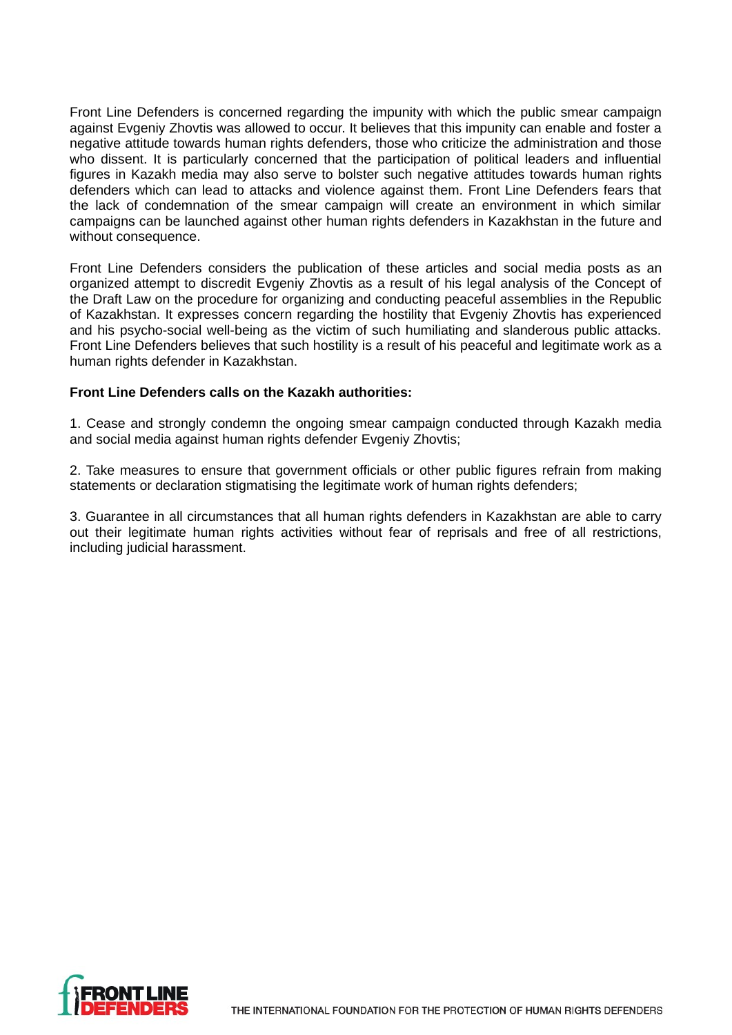Front Line Defenders is concerned regarding the impunity with which the public smear campaign against Evgeniy Zhovtis was allowed to occur. It believes that this impunity can enable and foster a negative attitude towards human rights defenders, those who criticize the administration and those who dissent. It is particularly concerned that the participation of political leaders and influential figures in Kazakh media may also serve to bolster such negative attitudes towards human rights defenders which can lead to attacks and violence against them. Front Line Defenders fears that the lack of condemnation of the smear campaign will create an environment in which similar campaigns can be launched against other human rights defenders in Kazakhstan in the future and without consequence.

Front Line Defenders considers the publication of these articles and social media posts as an organized attempt to discredit Evgeniy Zhovtis as a result of his legal analysis of the Concept of the Draft Law on the procedure for organizing and conducting peaceful assemblies in the Republic of Kazakhstan. It expresses concern regarding the hostility that Evgeniy Zhovtis has experienced and his psycho-social well-being as the victim of such humiliating and slanderous public attacks. Front Line Defenders believes that such hostility is a result of his peaceful and legitimate work as a human rights defender in Kazakhstan.

**Front Line Defenders calls on the Kazakh authorities:**

1. Cease and strongly condemn the ongoing smear campaign conducted through Kazakh media and social media against human rights defender Evgeniy Zhovtis;

2. Take measures to ensure that government officials or other public figures refrain from making statements or declaration stigmatising the legitimate work of human rights defenders;

3. Guarantee in all circumstances that all human rights defenders in Kazakhstan are able to carry out their legitimate human rights activities without fear of reprisals and free of all restrictions, including judicial harassment.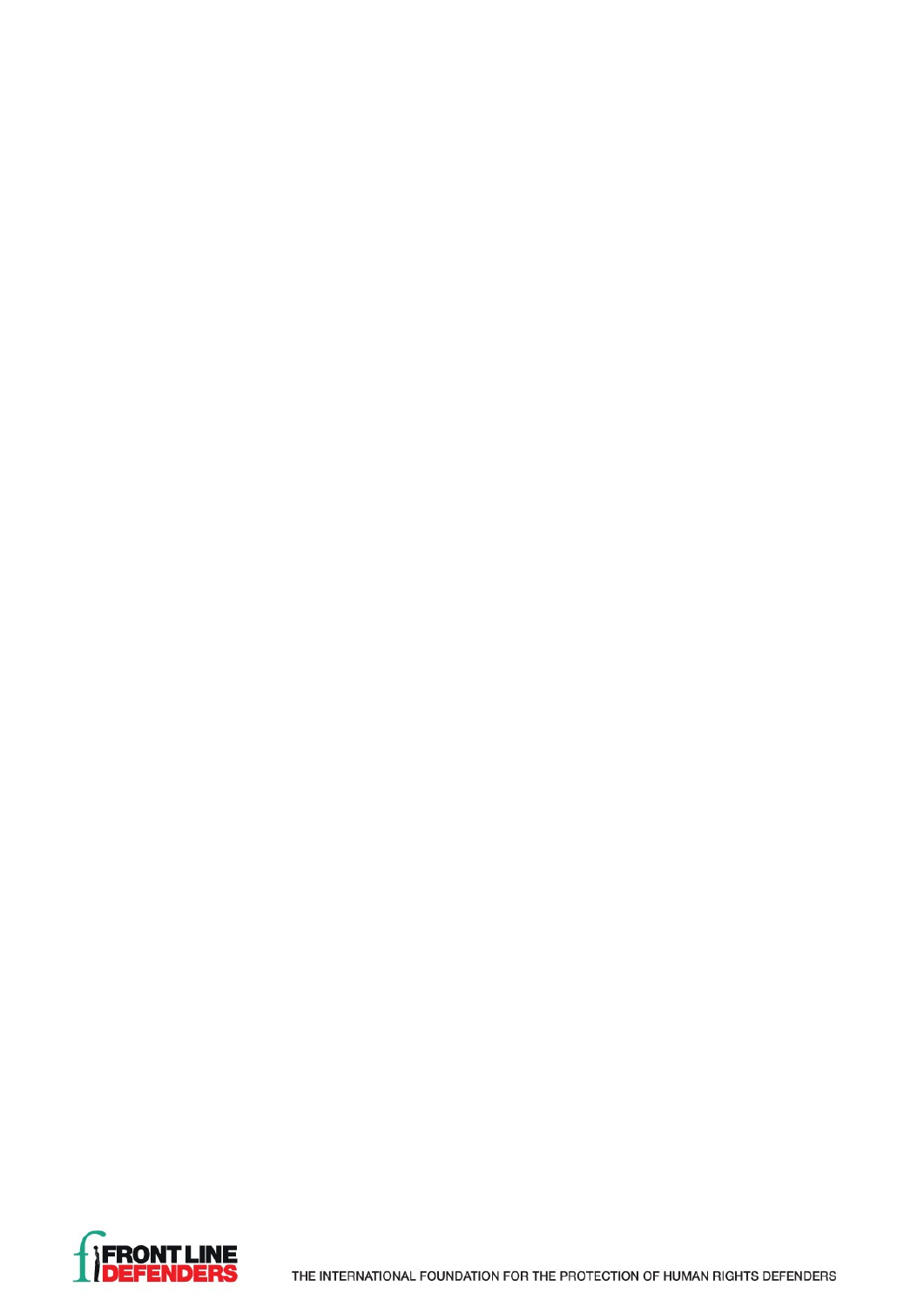FRONT LINE DEFENDERS

THE INTERNATIONAL FOUNDATION FOR THE PROTECTION OF HUMAN RIGHTS DEFENDERS